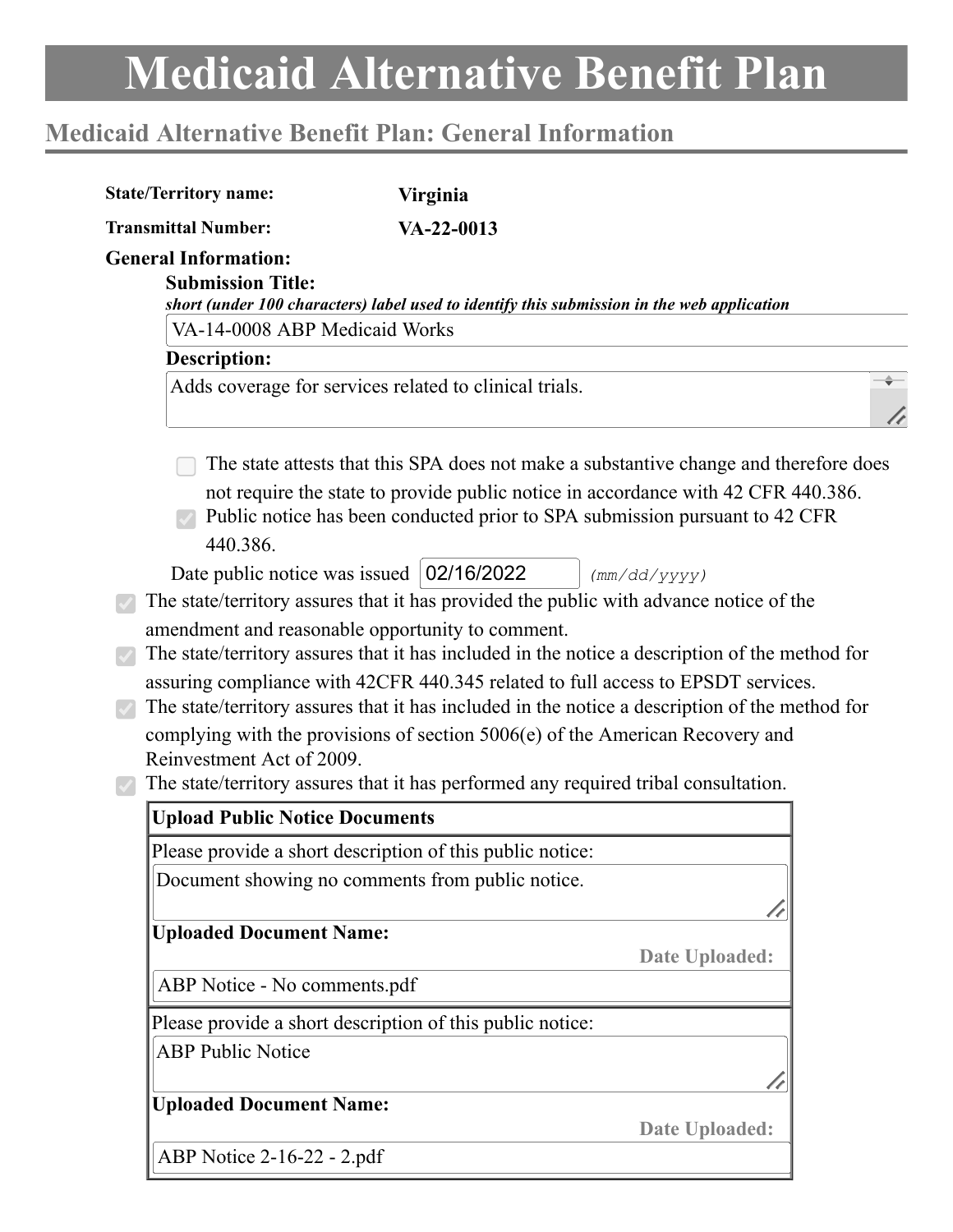# Medicaid Alternative Benefit Plan

## Medicaid Alternative Benefit Plan: General Information

**State/Territory name:** **Virginia**

**Transmittal Number:** **VA-22-0013**

**General Information:**

**Submission Title:**

***short (under 100 characters) label used to identify this submission in the web application***

VA-14-0008 ABP Medicaid Works

**Description:**

Adds coverage for services related to clinical trials.

- [ ] The state attests that this SPA does not make a substantive change and therefore does not require the state to provide public notice in accordance with 42 CFR 440.386.
- [x] Public notice has been conducted prior to SPA submission pursuant to 42 CFR 440.386.

Date public notice was issued 02/16/2022 *(mm/dd/yyyy)*

- [x] The state/territory assures that it has provided the public with advance notice of the amendment and reasonable opportunity to comment.
- [x] The state/territory assures that it has included in the notice a description of the method for assuring compliance with 42CFR 440.345 related to full access to EPSDT services.
- [x] The state/territory assures that it has included in the notice a description of the method for complying with the provisions of section 5006(e) of the American Recovery and Reinvestment Act of 2009.
- [x] The state/territory assures that it has performed any required tribal consultation.

| Upload Public Notice Documents |
| --- |
| Please provide a short description of this public notice: Document showing no comments from public notice. |
| **Uploaded Document Name:** / **Date Uploaded:** |
| ABP Notice - No comments.pdf |
| Please provide a short description of this public notice: ABP Public Notice |
| **Uploaded Document Name:** / **Date Uploaded:** |
| ABP Notice 2-16-22 - 2.pdf |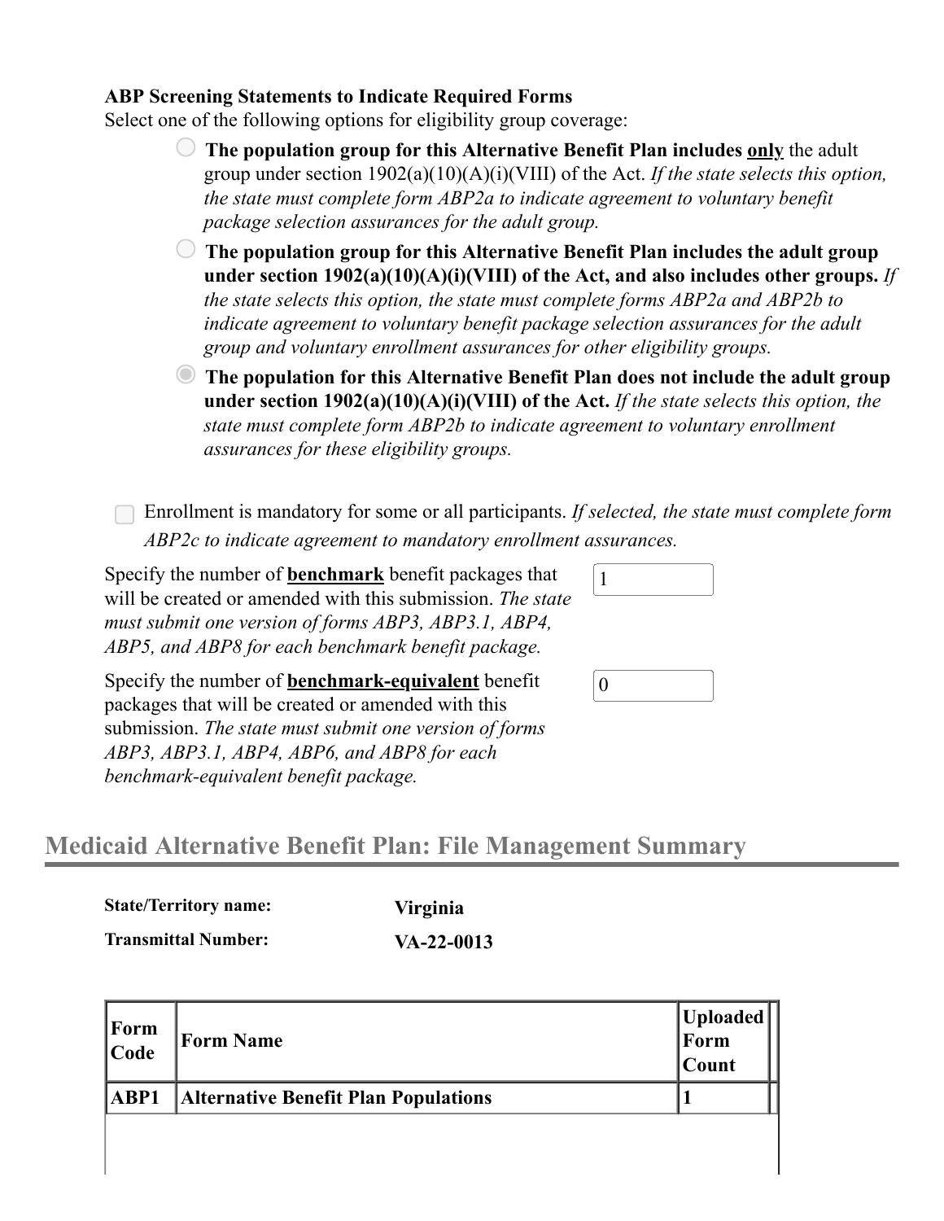**ABP Screening Statements to Indicate Required Forms**

Select one of the following options for eligibility group coverage:

- ○ **The population group for this Alternative Benefit Plan includes <u>only</u>** the adult group under section 1902(a)(10)(A)(i)(VIII) of the Act. *If the state selects this option, the state must complete form ABP2a to indicate agreement to voluntary benefit package selection assurances for the adult group.*
- ○ **The population group for this Alternative Benefit Plan includes the adult group under section 1902(a)(10)(A)(i)(VIII) of the Act, and also includes other groups.** *If the state selects this option, the state must complete forms ABP2a and ABP2b to indicate agreement to voluntary benefit package selection assurances for the adult group and voluntary enrollment assurances for other eligibility groups.*
- ◉ **The population for this Alternative Benefit Plan does not include the adult group under section 1902(a)(10)(A)(i)(VIII) of the Act.** *If the state selects this option, the state must complete form ABP2b to indicate agreement to voluntary enrollment assurances for these eligibility groups.*

☐ Enrollment is mandatory for some or all participants. *If selected, the state must complete form ABP2c to indicate agreement to mandatory enrollment assurances.*

Specify the number of **<u>benchmark</u>** benefit packages that will be created or amended with this submission. *The state must submit one version of forms ABP3, ABP3.1, ABP4, ABP5, and ABP8 for each benchmark benefit package.* 1

Specify the number of **<u>benchmark-equivalent</u>** benefit packages that will be created or amended with this submission. *The state must submit one version of forms ABP3, ABP3.1, ABP4, ABP6, and ABP8 for each benchmark-equivalent benefit package.* 0

## Medicaid Alternative Benefit Plan: File Management Summary

**State/Territory name:** Virginia

**Transmittal Number:** VA-22-0013

| Form Code | Form Name | Uploaded Form Count |
|---|---|---|
| ABP1 | Alternative Benefit Plan Populations | 1 |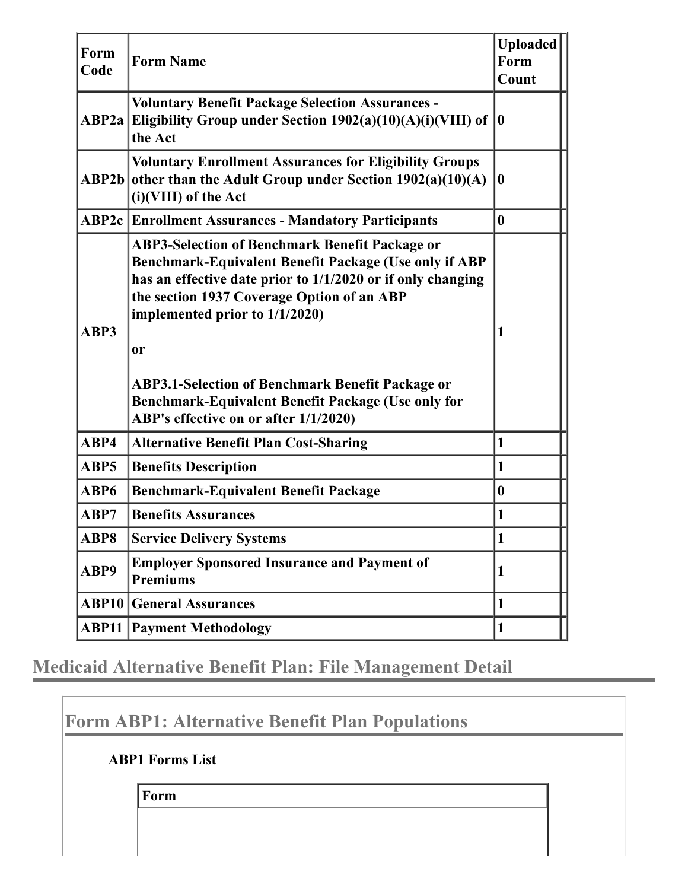| Form Code | Form Name | Uploaded Form Count |
|---|---|---|
| ABP2a | Voluntary Benefit Package Selection Assurances - Eligibility Group under Section 1902(a)(10)(A)(i)(VIII) of the Act | 0 |
| ABP2b | Voluntary Enrollment Assurances for Eligibility Groups other than the Adult Group under Section 1902(a)(10)(A)(i)(VIII) of the Act | 0 |
| ABP2c | Enrollment Assurances - Mandatory Participants | 0 |
| ABP3 | ABP3-Selection of Benchmark Benefit Package or Benchmark-Equivalent Benefit Package (Use only if ABP has an effective date prior to 1/1/2020 or if only changing the section 1937 Coverage Option of an ABP implemented prior to 1/1/2020)<br><br>or<br><br>ABP3.1-Selection of Benchmark Benefit Package or Benchmark-Equivalent Benefit Package (Use only for ABP's effective on or after 1/1/2020) | 1 |
| ABP4 | Alternative Benefit Plan Cost-Sharing | 1 |
| ABP5 | Benefits Description | 1 |
| ABP6 | Benchmark-Equivalent Benefit Package | 0 |
| ABP7 | Benefits Assurances | 1 |
| ABP8 | Service Delivery Systems | 1 |
| ABP9 | Employer Sponsored Insurance and Payment of Premiums | 1 |
| ABP10 | General Assurances | 1 |
| ABP11 | Payment Methodology | 1 |

## Medicaid Alternative Benefit Plan: File Management Detail

### Form ABP1: Alternative Benefit Plan Populations

**ABP1 Forms List**

| Form |
|---|
| |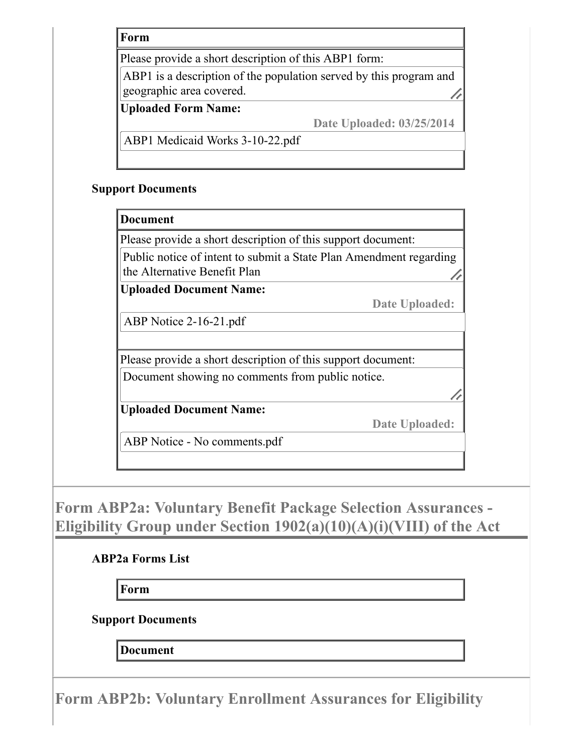**Form**

Please provide a short description of this ABP1 form:

ABP1 is a description of the population served by this program and geographic area covered.

**Uploaded Form Name:**

**Date Uploaded: 03/25/2014**

ABP1 Medicaid Works 3-10-22.pdf

### Support Documents

**Document**

Please provide a short description of this support document:

Public notice of intent to submit a State Plan Amendment regarding the Alternative Benefit Plan

**Uploaded Document Name:**

**Date Uploaded:**

ABP Notice 2-16-21.pdf

Please provide a short description of this support document:

Document showing no comments from public notice.

**Uploaded Document Name:**

**Date Uploaded:**

ABP Notice - No comments.pdf

## Form ABP2a: Voluntary Benefit Package Selection Assurances - Eligibility Group under Section 1902(a)(10)(A)(i)(VIII) of the Act

### ABP2a Forms List

**Form**

### Support Documents

**Document**

## Form ABP2b: Voluntary Enrollment Assurances for Eligibility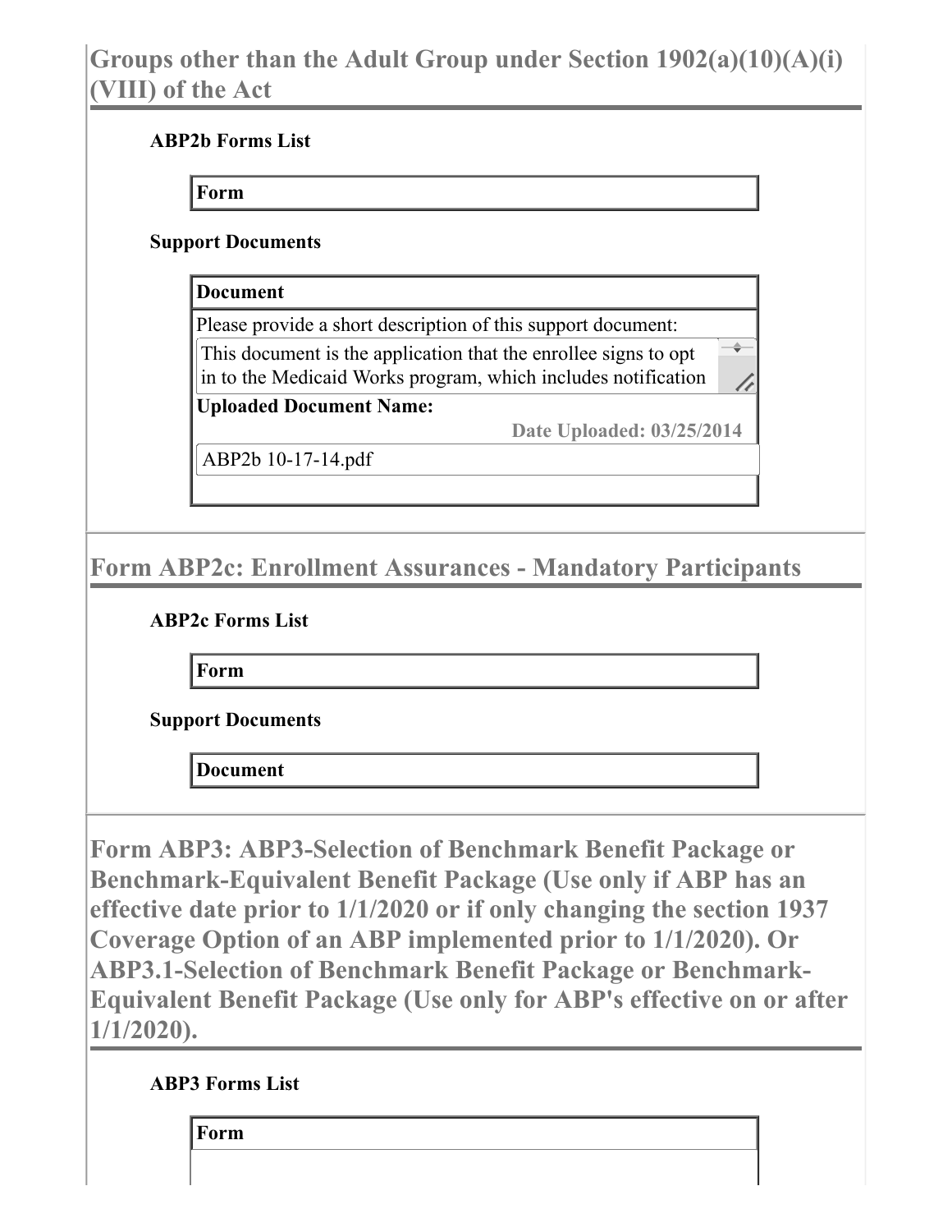## Groups other than the Adult Group under Section 1902(a)(10)(A)(i)(VIII) of the Act

**ABP2b Forms List**

| Form |
| --- |

**Support Documents**

| Document |
| --- |
| Please provide a short description of this support document: |
| This document is the application that the enrollee signs to opt in to the Medicaid Works program, which includes notification |
| **Uploaded Document Name:** Date Uploaded: 03/25/2014 |
| ABP2b 10-17-14.pdf |

## Form ABP2c: Enrollment Assurances - Mandatory Participants

**ABP2c Forms List**

| Form |
| --- |

**Support Documents**

| Document |
| --- |

## Form ABP3: ABP3-Selection of Benchmark Benefit Package or Benchmark-Equivalent Benefit Package (Use only if ABP has an effective date prior to 1/1/2020 or if only changing the section 1937 Coverage Option of an ABP implemented prior to 1/1/2020). Or ABP3.1-Selection of Benchmark Benefit Package or Benchmark-Equivalent Benefit Package (Use only for ABP's effective on or after 1/1/2020).

**ABP3 Forms List**

| Form |
| --- |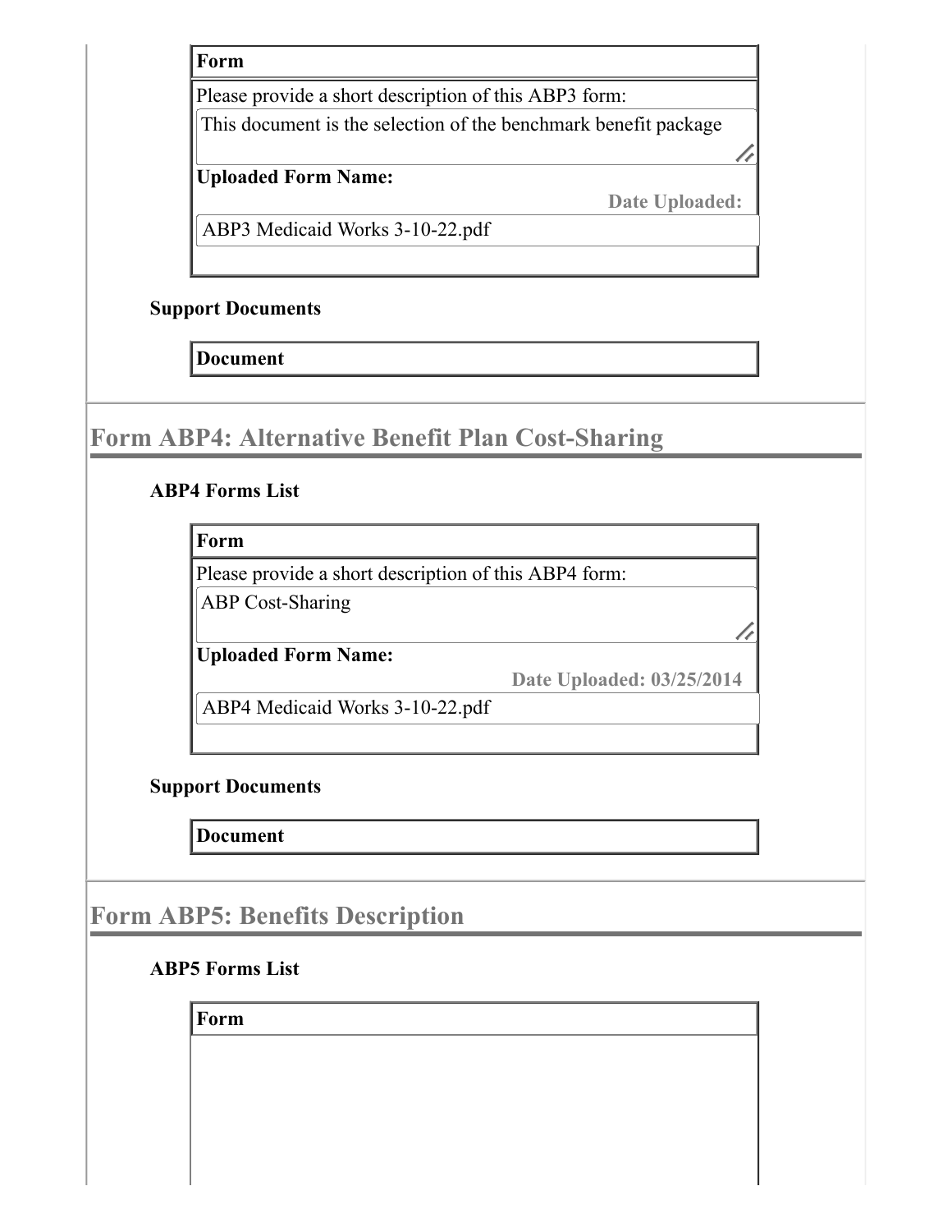| Form |
| --- |
| Please provide a short description of this ABP3 form: |
| This document is the selection of the benchmark benefit package |
| **Uploaded Form Name:** Date Uploaded: |
| ABP3 Medicaid Works 3-10-22.pdf |

**Support Documents**

| Document |
| --- |

## Form ABP4: Alternative Benefit Plan Cost-Sharing

**ABP4 Forms List**

| Form |
| --- |
| Please provide a short description of this ABP4 form: |
| ABP Cost-Sharing |
| **Uploaded Form Name:** Date Uploaded: 03/25/2014 |
| ABP4 Medicaid Works 3-10-22.pdf |

**Support Documents**

| Document |
| --- |

## Form ABP5: Benefits Description

**ABP5 Forms List**

| Form |
| --- |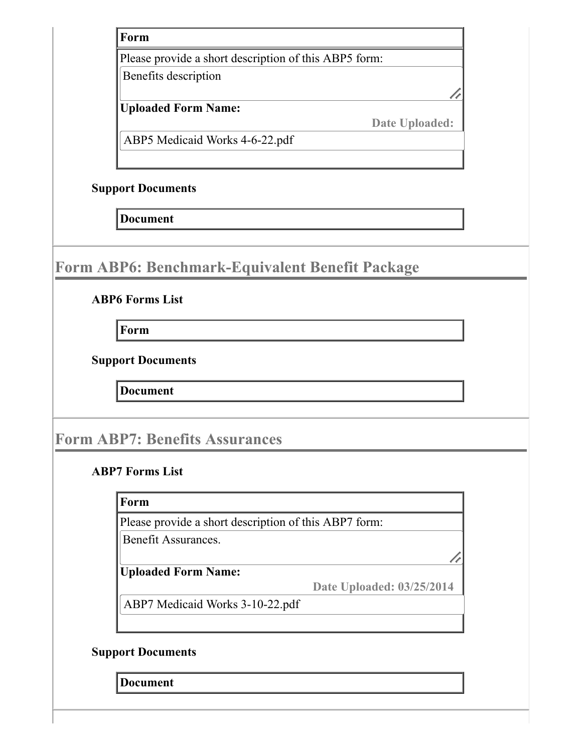| Form |
| --- |
| Please provide a short description of this ABP5 form: |
| Benefits description |
| **Uploaded Form Name:** **Date Uploaded:** |
| ABP5 Medicaid Works 4-6-22.pdf |

**Support Documents**

| Document |
| --- |

## Form ABP6: Benchmark-Equivalent Benefit Package

**ABP6 Forms List**

| Form |
| --- |

**Support Documents**

| Document |
| --- |

## Form ABP7: Benefits Assurances

**ABP7 Forms List**

| Form |
| --- |
| Please provide a short description of this ABP7 form: |
| Benefit Assurances. |
| **Uploaded Form Name:** **Date Uploaded: 03/25/2014** |
| ABP7 Medicaid Works 3-10-22.pdf |

**Support Documents**

| Document |
| --- |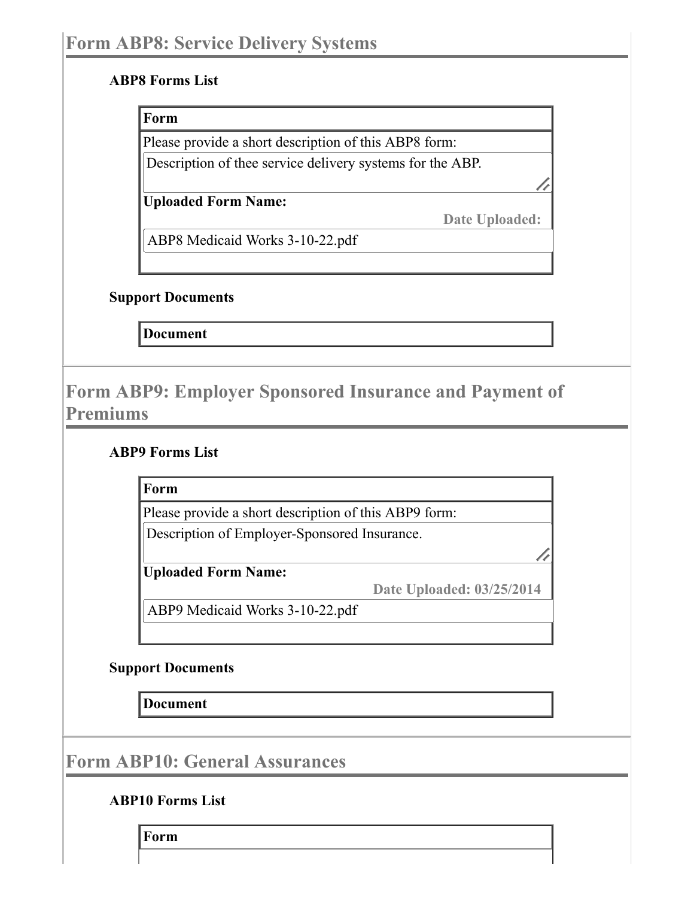## Form ABP8: Service Delivery Systems

### ABP8 Forms List

| Form |
|---|
| Please provide a short description of this ABP8 form: |
| Description of thee service delivery systems for the ABP. |
| **Uploaded Form Name:** **Date Uploaded:** |
| ABP8 Medicaid Works 3-10-22.pdf |

### Support Documents

| Document |
|---|

## Form ABP9: Employer Sponsored Insurance and Payment of Premiums

### ABP9 Forms List

| Form |
|---|
| Please provide a short description of this ABP9 form: |
| Description of Employer-Sponsored Insurance. |
| **Uploaded Form Name:** **Date Uploaded: 03/25/2014** |
| ABP9 Medicaid Works 3-10-22.pdf |

### Support Documents

| Document |
|---|

## Form ABP10: General Assurances

### ABP10 Forms List

| Form |
|---|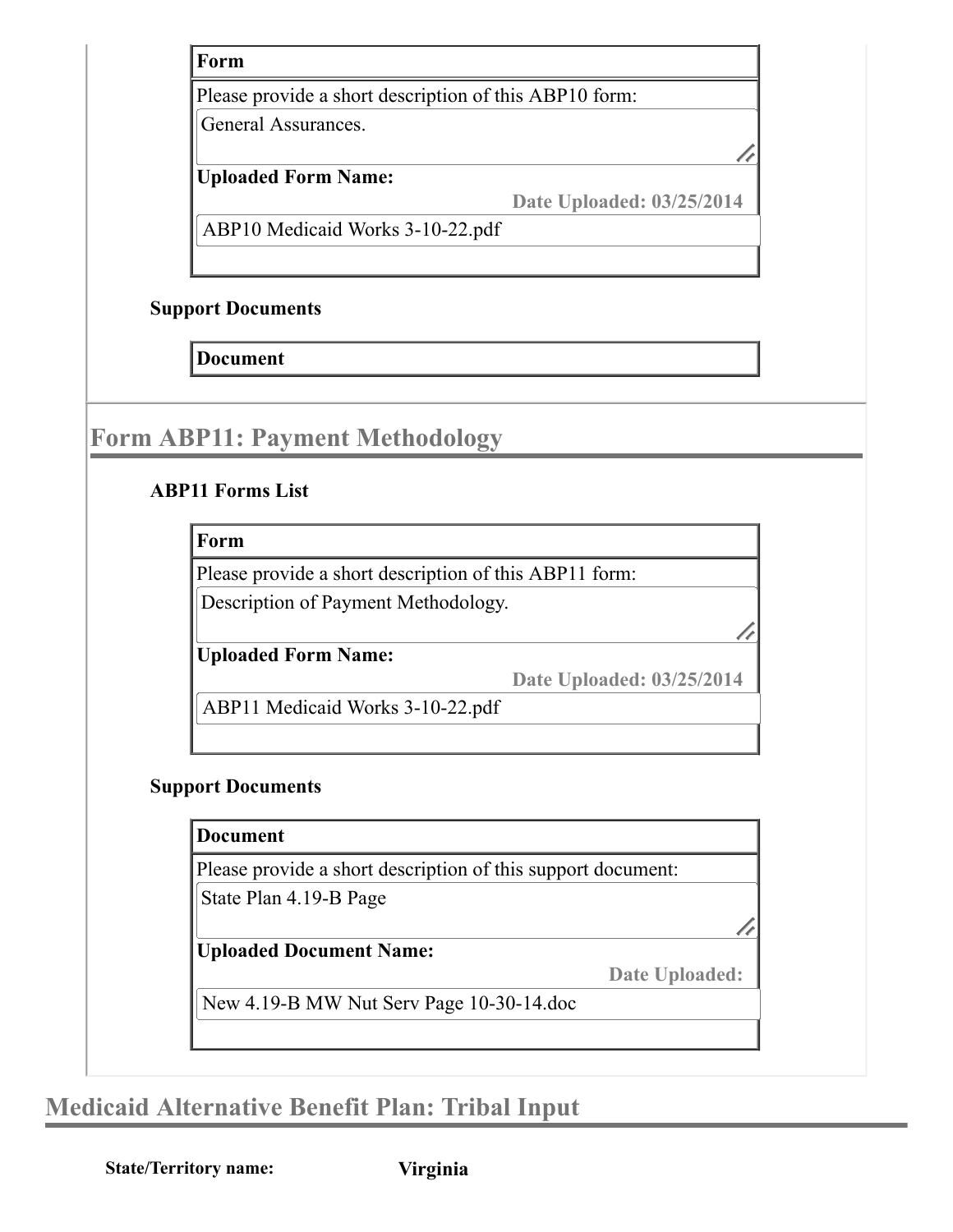**Form**

Please provide a short description of this ABP10 form:

General Assurances.

**Uploaded Form Name:**

**Date Uploaded: 03/25/2014**

ABP10 Medicaid Works 3-10-22.pdf

**Support Documents**

**Document**

## Form ABP11: Payment Methodology

**ABP11 Forms List**

**Form**

Please provide a short description of this ABP11 form:

Description of Payment Methodology.

**Uploaded Form Name:**

**Date Uploaded: 03/25/2014**

ABP11 Medicaid Works 3-10-22.pdf

**Support Documents**

**Document**

Please provide a short description of this support document:

State Plan 4.19-B Page

**Uploaded Document Name:**

**Date Uploaded:**

New 4.19-B MW Nut Serv Page 10-30-14.doc

# Medicaid Alternative Benefit Plan: Tribal Input

**State/Territory name:** **Virginia**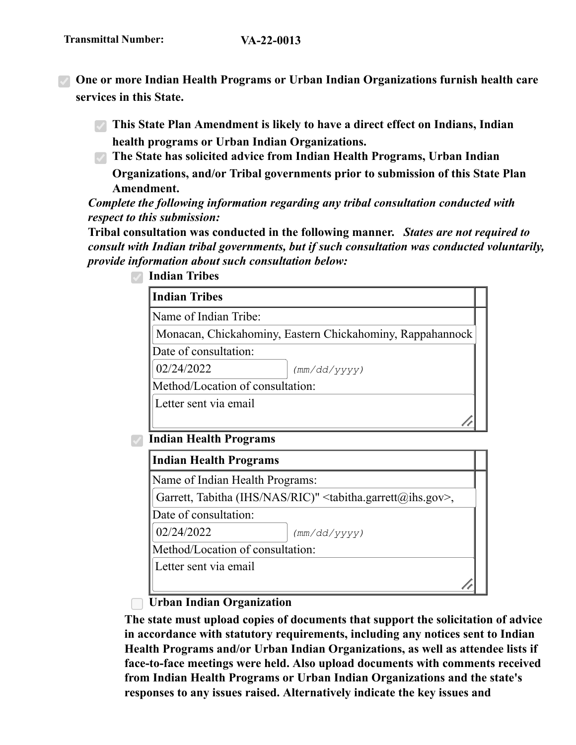**Transmittal Number:** **VA-22-0013**

- [x] **One or more Indian Health Programs or Urban Indian Organizations furnish health care services in this State.**
  - [x] **This State Plan Amendment is likely to have a direct effect on Indians, Indian health programs or Urban Indian Organizations.**
  - [x] **The State has solicited advice from Indian Health Programs, Urban Indian Organizations, and/or Tribal governments prior to submission of this State Plan Amendment.**

***Complete the following information regarding any tribal consultation conducted with respect to this submission:***

**Tribal consultation was conducted in the following manner.** ***States are not required to consult with Indian tribal governments, but if such consultation was conducted voluntarily, provide information about such consultation below:***

- [x] **Indian Tribes**

| **Indian Tribes** |
| --- |
| Name of Indian Tribe: |
| Monacan, Chickahominy, Eastern Chickahominy, Rappahannock |
| Date of consultation: |
| 02/24/2022 *(mm/dd/yyyy)* |
| Method/Location of consultation: |
| Letter sent via email |

- [x] **Indian Health Programs**

| **Indian Health Programs** |
| --- |
| Name of Indian Health Programs: |
| Garrett, Tabitha (IHS/NAS/RIC)" <tabitha.garrett@ihs.gov>, |
| Date of consultation: |
| 02/24/2022 *(mm/dd/yyyy)* |
| Method/Location of consultation: |
| Letter sent via email |

- [ ] **Urban Indian Organization**

**The state must upload copies of documents that support the solicitation of advice in accordance with statutory requirements, including any notices sent to Indian Health Programs and/or Urban Indian Organizations, as well as attendee lists if face-to-face meetings were held. Also upload documents with comments received from Indian Health Programs or Urban Indian Organizations and the state's responses to any issues raised. Alternatively indicate the key issues and**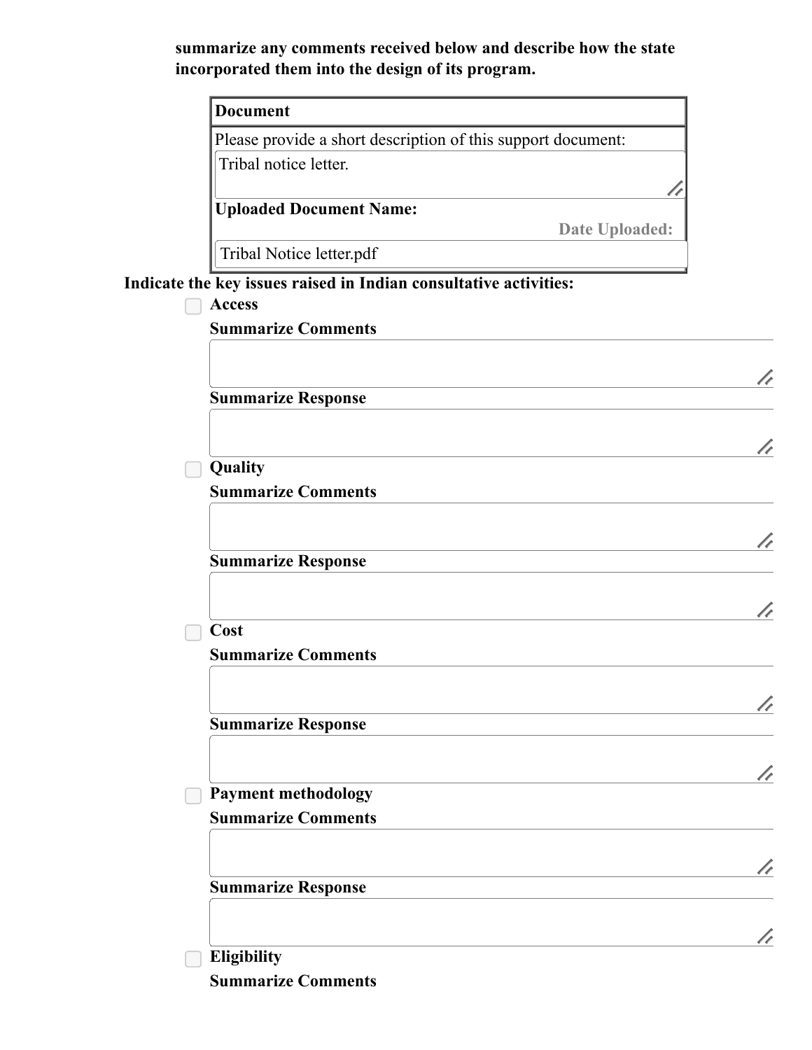**summarize any comments received below and describe how the state incorporated them into the design of its program.**

| Document |
| --- |
| Please provide a short description of this support document: |
| Tribal notice letter. |
| **Uploaded Document Name:** Date Uploaded: |
| Tribal Notice letter.pdf |

**Indicate the key issues raised in Indian consultative activities:**

- [ ] **Access**

  **Summarize Comments**

  **Summarize Response**

- [ ] **Quality**

  **Summarize Comments**

  **Summarize Response**

- [ ] **Cost**

  **Summarize Comments**

  **Summarize Response**

- [ ] **Payment methodology**

  **Summarize Comments**

  **Summarize Response**

- [ ] **Eligibility**

  **Summarize Comments**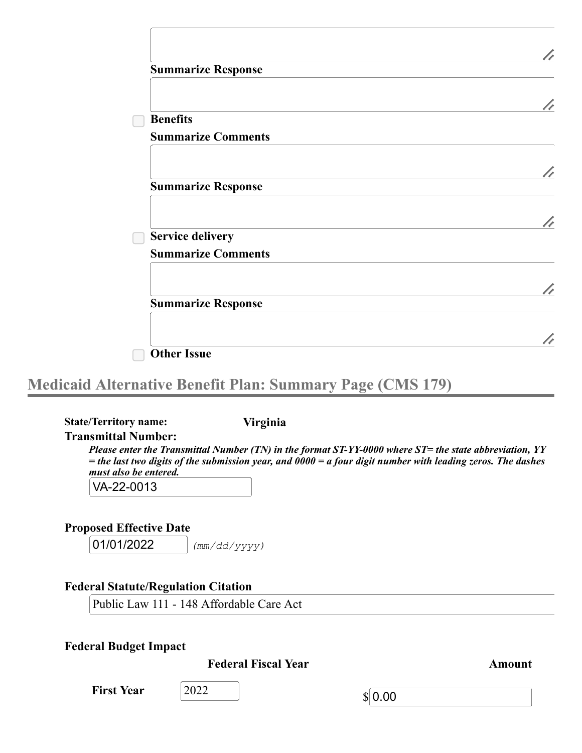**Summarize Response**

- [ ] **Benefits**

**Summarize Comments**

**Summarize Response**

- [ ] **Service delivery**

**Summarize Comments**

**Summarize Response**

- [ ] **Other Issue**

## Medicaid Alternative Benefit Plan: Summary Page (CMS 179)

**State/Territory name:** **Virginia**

**Transmittal Number:**

***Please enter the Transmittal Number (TN) in the format ST-YY-0000 where ST= the state abbreviation, YY = the last two digits of the submission year, and 0000 = a four digit number with leading zeros. The dashes must also be entered.***

VA-22-0013

**Proposed Effective Date**

01/01/2022 *(mm/dd/yyyy)*

**Federal Statute/Regulation Citation**

Public Law 111 - 148 Affordable Care Act

**Federal Budget Impact**

| | Federal Fiscal Year | Amount |
|---|---|---|
| **First Year** | 2022 | $ 0.00 |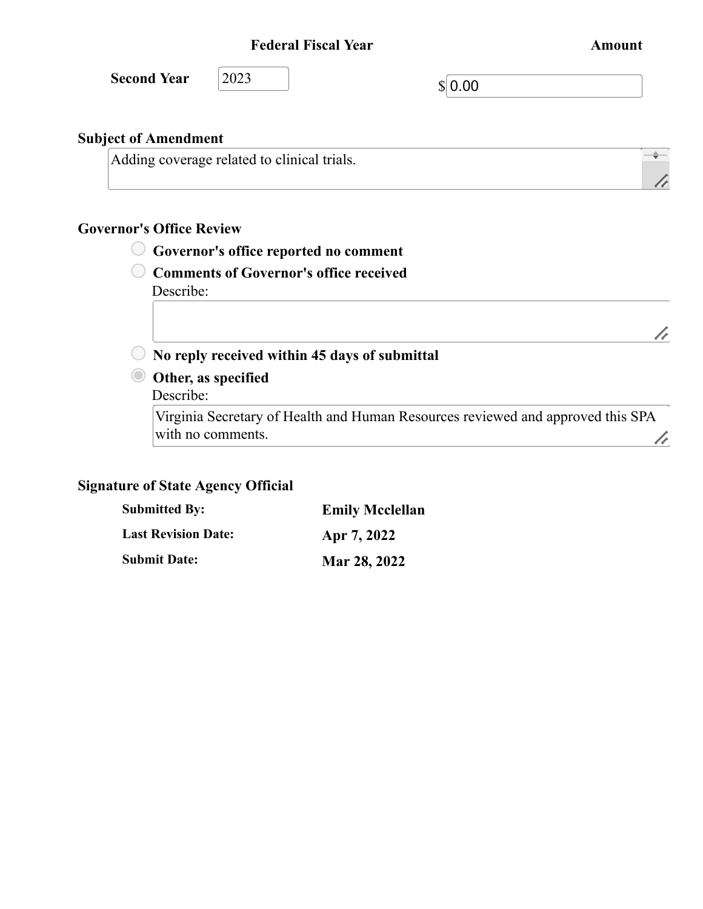| | Federal Fiscal Year | Amount |
| --- | --- | --- |
| Second Year | 2023 | $ 0.00 |

**Subject of Amendment**

Adding coverage related to clinical trials.

**Governor's Office Review**

- ○ **Governor's office reported no comment**
- ○ **Comments of Governor's office received**
  Describe:
- ○ **No reply received within 45 days of submittal**
- ◉ **Other, as specified**
  Describe:
  Virginia Secretary of Health and Human Resources reviewed and approved this SPA with no comments.

**Signature of State Agency Official**

| | |
| --- | --- |
| **Submitted By:** | **Emily Mcclellan** |
| **Last Revision Date:** | **Apr 7, 2022** |
| **Submit Date:** | **Mar 28, 2022** |